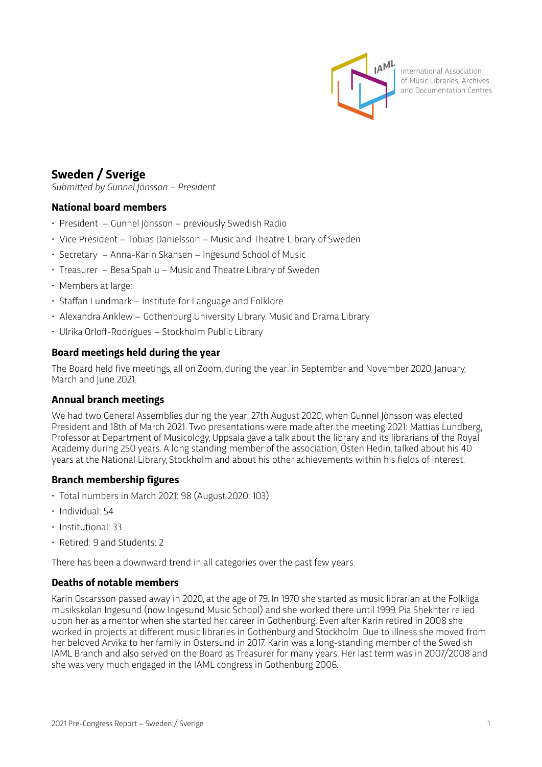# Sweden / Sverige

*Submitted by Gunnel Jönsson – President*

## National board members

- President – Gunnel Jönsson – previously Swedish Radio
- Vice President – Tobias Danielsson – Music and Theatre Library of Sweden
- Secretary – Anna-Karin Skansen – Ingesund School of Music
- Treasurer – Besa Spahiu – Music and Theatre Library of Sweden
- Members at large:
- Staffan Lundmark – Institute for Language and Folklore
- Alexandra Anklew – Gothenburg University Library. Music and Drama Library
- Ulrika Orloff-Rodrígues – Stockholm Public Library

## Board meetings held during the year

The Board held five meetings, all on Zoom, during the year: in September and November 2020, January, March and June 2021.

## Annual branch meetings

We had two General Assemblies during the year: 27th August 2020, when Gunnel Jönsson was elected President and 18th of March 2021. Two presentations were made after the meeting 2021: Mattias Lundberg, Professor at Department of Musicology, Uppsala gave a talk about the library and its librarians of the Royal Academy during 250 years. A long standing member of the association, Östen Hedin, talked about his 40 years at the National Library, Stockholm and about his other achievements within his fields of interest.

## Branch membership figures

- Total numbers in March 2021: 98 (August 2020: 103)
- Individual: 54
- Institutional: 33
- Retired: 9 and Students: 2

There has been a downward trend in all categories over the past few years.

## Deaths of notable members

Karin Oscarsson passed away in 2020, at the age of 79. In 1970 she started as music librarian at the Folkliga musikskolan Ingesund (now Ingesund Music School) and she worked there until 1999. Pia Shekhter relied upon her as a mentor when she started her career in Gothenburg. Even after Karin retired in 2008 she worked in projects at different music libraries in Gothenburg and Stockholm. Due to illness she moved from her beloved Arvika to her family in Östersund in 2017. Karin was a long-standing member of the Swedish IAML Branch and also served on the Board as Treasurer for many years. Her last term was in 2007/2008 and she was very much engaged in the IAML congress in Gothenburg 2006.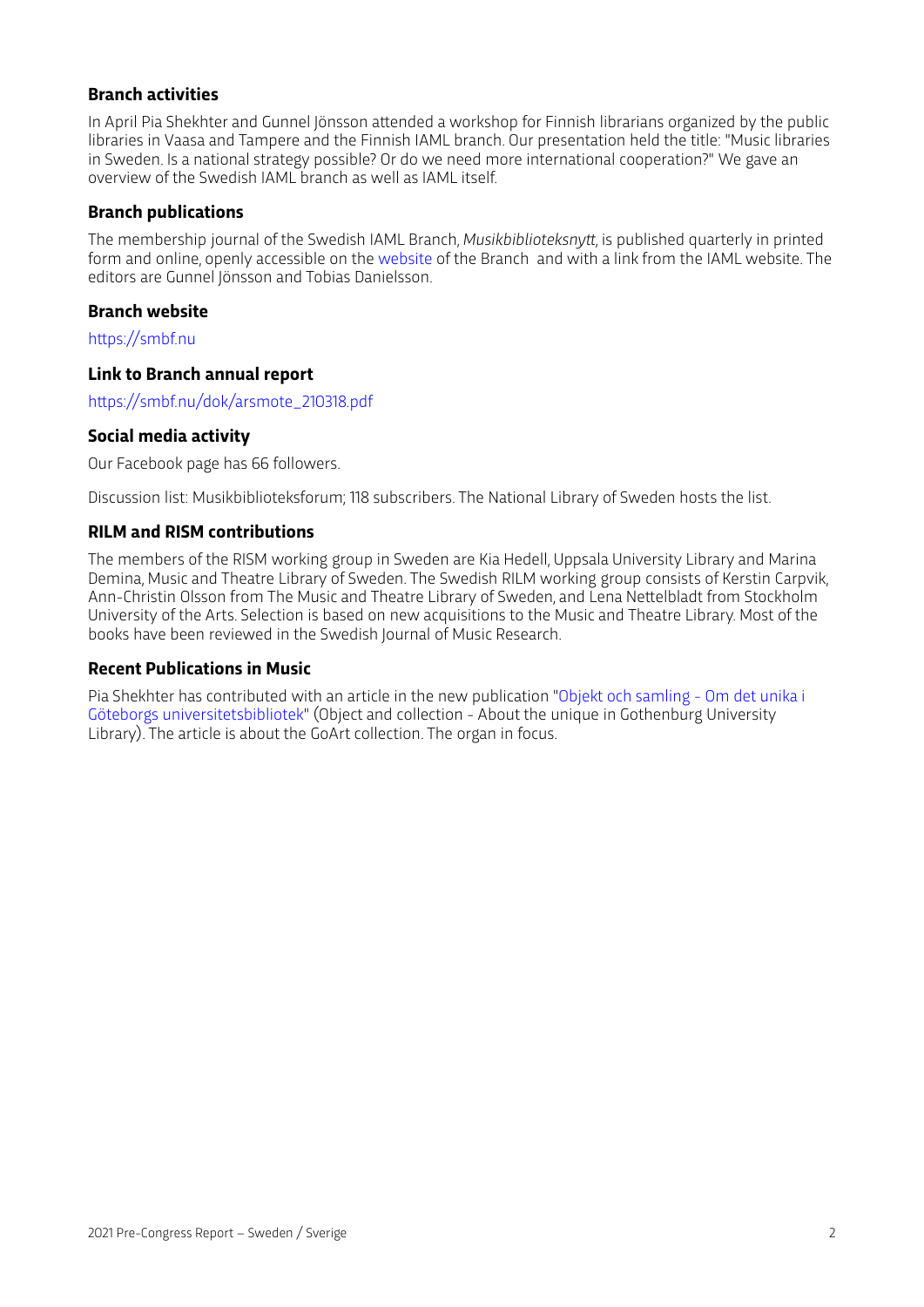## Branch activities

In April Pia Shekhter and Gunnel Jönsson attended a workshop for Finnish librarians organized by the public libraries in Vaasa and Tampere and the Finnish IAML branch. Our presentation held the title: "Music libraries in Sweden. Is a national strategy possible? Or do we need more international cooperation?" We gave an overview of the Swedish IAML branch as well as IAML itself.

## Branch publications

The membership journal of the Swedish IAML Branch, *Musikbiblioteksnytt*, is published quarterly in printed form and online, openly accessible on the website of the Branch and with a link from the IAML website. The editors are Gunnel Jönsson and Tobias Danielsson.

## Branch website

https://smbf.nu

## Link to Branch annual report

https://smbf.nu/dok/arsmote_210318.pdf

## Social media activity

Our Facebook page has 66 followers.

Discussion list: Musikbiblioteksforum; 118 subscribers. The National Library of Sweden hosts the list.

## RILM and RISM contributions

The members of the RISM working group in Sweden are Kia Hedell, Uppsala University Library and Marina Demina, Music and Theatre Library of Sweden. The Swedish RILM working group consists of Kerstin Carpvik, Ann-Christin Olsson from The Music and Theatre Library of Sweden, and Lena Nettelbladt from Stockholm University of the Arts. Selection is based on new acquisitions to the Music and Theatre Library. Most of the books have been reviewed in the Swedish Journal of Music Research.

## Recent Publications in Music

Pia Shekhter has contributed with an article in the new publication "Objekt och samling - Om det unika i Göteborgs universitetsbibliotek" (Object and collection - About the unique in Gothenburg University Library). The article is about the GoArt collection. The organ in focus.